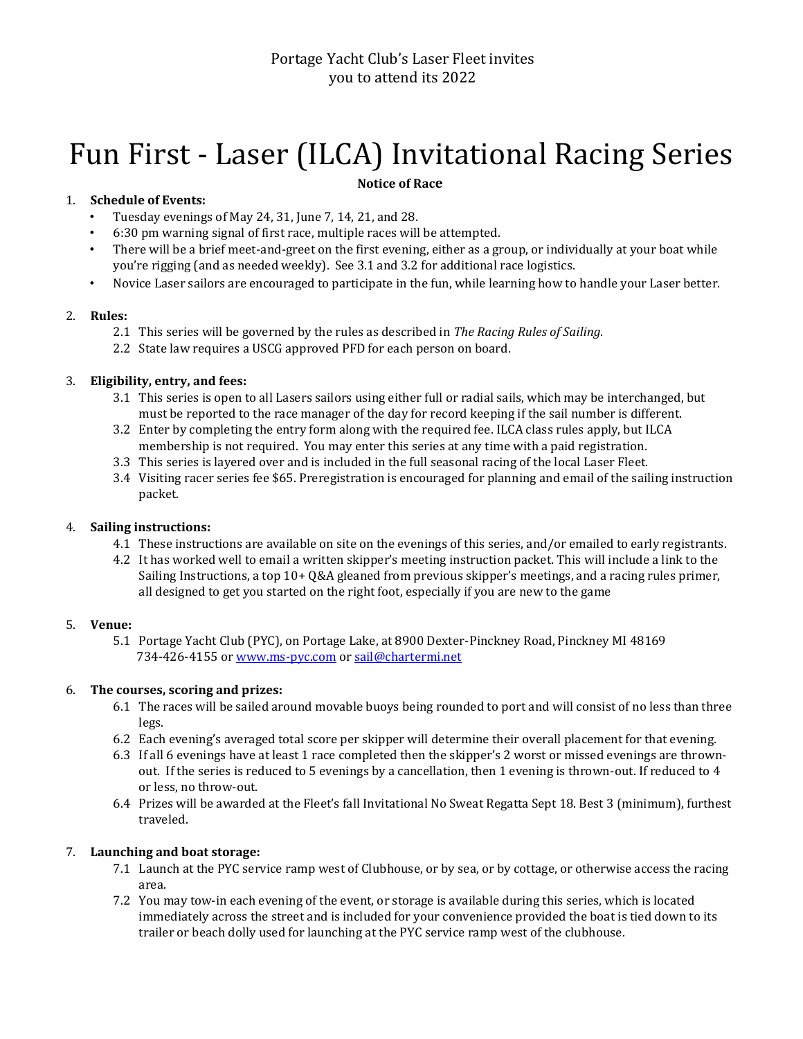Portage Yacht Club's Laser Fleet invites
you to attend its 2022

# Fun First - Laser (ILCA) Invitational Racing Series

**Notice of Race**

1. **Schedule of Events:**
   - Tuesday evenings of May 24, 31, June 7, 14, 21, and 28.
   - 6:30 pm warning signal of first race, multiple races will be attempted.
   - There will be a brief meet-and-greet on the first evening, either as a group, or individually at your boat while you're rigging (and as needed weekly). See 3.1 and 3.2 for additional race logistics.
   - Novice Laser sailors are encouraged to participate in the fun, while learning how to handle your Laser better.

2. **Rules:**
   - 2.1 This series will be governed by the rules as described in *The Racing Rules of Sailing*.
   - 2.2 State law requires a USCG approved PFD for each person on board.

3. **Eligibility, entry, and fees:**
   - 3.1 This series is open to all Lasers sailors using either full or radial sails, which may be interchanged, but must be reported to the race manager of the day for record keeping if the sail number is different.
   - 3.2 Enter by completing the entry form along with the required fee. ILCA class rules apply, but ILCA membership is not required. You may enter this series at any time with a paid registration.
   - 3.3 This series is layered over and is included in the full seasonal racing of the local Laser Fleet.
   - 3.4 Visiting racer series fee $65. Preregistration is encouraged for planning and email of the sailing instruction packet.

4. **Sailing instructions:**
   - 4.1 These instructions are available on site on the evenings of this series, and/or emailed to early registrants.
   - 4.2 It has worked well to email a written skipper's meeting instruction packet. This will include a link to the Sailing Instructions, a top 10+ Q&A gleaned from previous skipper's meetings, and a racing rules primer, all designed to get you started on the right foot, especially if you are new to the game

5. **Venue:**
   - 5.1 Portage Yacht Club (PYC), on Portage Lake, at 8900 Dexter-Pinckney Road, Pinckney MI 48169
     734-426-4155 or [www.ms-pyc.com](http://www.ms-pyc.com) or [sail@chartermi.net](mailto:sail@chartermi.net)

6. **The courses, scoring and prizes:**
   - 6.1 The races will be sailed around movable buoys being rounded to port and will consist of no less than three legs.
   - 6.2 Each evening's averaged total score per skipper will determine their overall placement for that evening.
   - 6.3 If all 6 evenings have at least 1 race completed then the skipper's 2 worst or missed evenings are thrown-out. If the series is reduced to 5 evenings by a cancellation, then 1 evening is thrown-out. If reduced to 4 or less, no throw-out.
   - 6.4 Prizes will be awarded at the Fleet's fall Invitational No Sweat Regatta Sept 18. Best 3 (minimum), furthest traveled.

7. **Launching and boat storage:**
   - 7.1 Launch at the PYC service ramp west of Clubhouse, or by sea, or by cottage, or otherwise access the racing area.
   - 7.2 You may tow-in each evening of the event, or storage is available during this series, which is located immediately across the street and is included for your convenience provided the boat is tied down to its trailer or beach dolly used for launching at the PYC service ramp west of the clubhouse.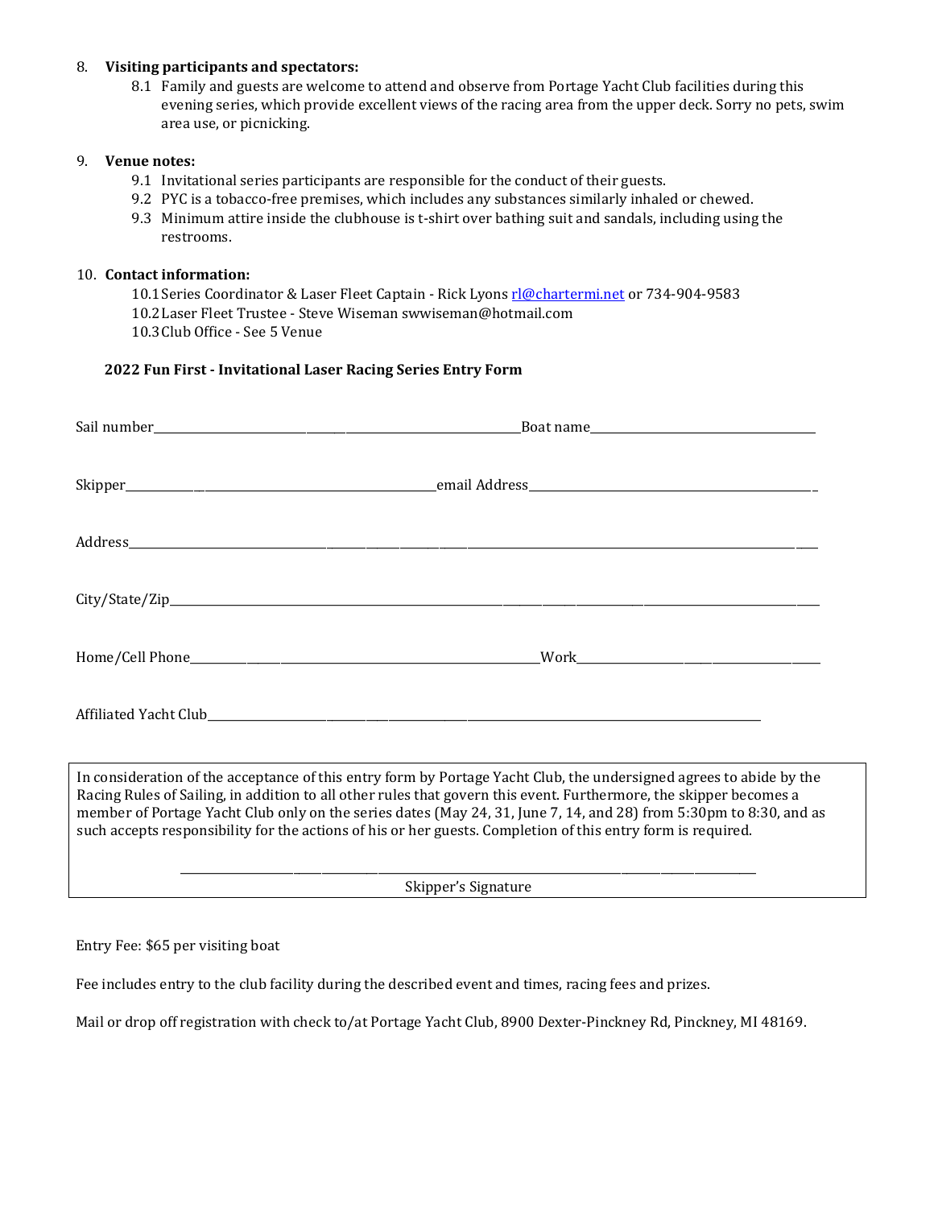8. **Visiting participants and spectators:**
    8.1 Family and guests are welcome to attend and observe from Portage Yacht Club facilities during this evening series, which provide excellent views of the racing area from the upper deck. Sorry no pets, swim area use, or picnicking.

9. **Venue notes:**
    9.1 Invitational series participants are responsible for the conduct of their guests.
    9.2 PYC is a tobacco-free premises, which includes any substances similarly inhaled or chewed.
    9.3 Minimum attire inside the clubhouse is t-shirt over bathing suit and sandals, including using the restrooms.

10. **Contact information:**
    10.1 Series Coordinator & Laser Fleet Captain - Rick Lyons rl@chartermi.net or 734-904-9583
    10.2 Laser Fleet Trustee - Steve Wiseman swwiseman@hotmail.com
    10.3 Club Office - See 5 Venue

**2022 Fun First - Invitational Laser Racing Series Entry Form**

Sail number_______________________________________________ Boat name______________________________

Skipper__________________________________________ email Address______________________________________

Address______________________________________________________________________________________

City/State/Zip__________________________________________________________________________________

Home/Cell Phone_______________________________________________ Work______________________________

Affiliated Yacht Club___________________________________________________________________________

In consideration of the acceptance of this entry form by Portage Yacht Club, the undersigned agrees to abide by the Racing Rules of Sailing, in addition to all other rules that govern this event. Furthermore, the skipper becomes a member of Portage Yacht Club only on the series dates (May 24, 31, June 7, 14, and 28) from 5:30pm to 8:30, and as such accepts responsibility for the actions of his or her guests. Completion of this entry form is required.

______________________________________________________________

Skipper's Signature

Entry Fee: $65 per visiting boat

Fee includes entry to the club facility during the described event and times, racing fees and prizes.

Mail or drop off registration with check to/at Portage Yacht Club, 8900 Dexter-Pinckney Rd, Pinckney, MI 48169.